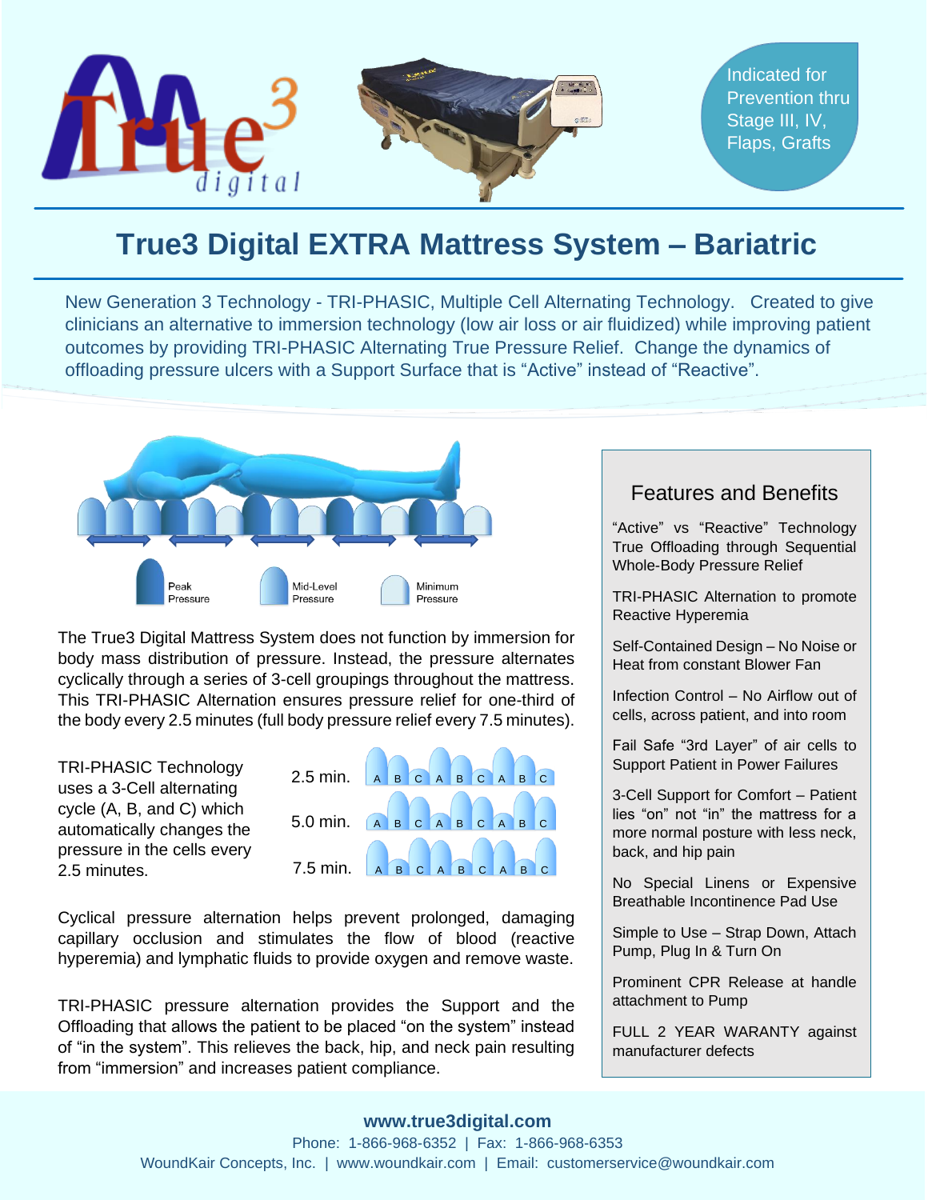Indicated for Prevention thru Stage III, IV, Flaps, Grafts

# True3 Digital EXTRA Mattress System – Bariatric

New Generation 3 Technology - TRI-PHASIC, Multiple Cell Alternating Technology. Created to give clinicians an alternative to immersion technology (low air loss or air fluidized) while improving patient outcomes by providing TRI-PHASIC Alternating True Pressure Relief. Change the dynamics of offloading pressure ulcers with a Support Surface that is "Active" instead of "Reactive".

Peak Pressure | Mid-Level Pressure | Minimum Pressure

The True3 Digital Mattress System does not function by immersion for body mass distribution of pressure. Instead, the pressure alternates cyclically through a series of 3-cell groupings throughout the mattress. This TRI-PHASIC Alternation ensures pressure relief for one-third of the body every 2.5 minutes (full body pressure relief every 7.5 minutes).

TRI-PHASIC Technology uses a 3-Cell alternating cycle (A, B, and C) which automatically changes the pressure in the cells every 2.5 minutes.

2.5 min. A B C A B C A B C

5.0 min. A B C A B C A B C

7.5 min. A B C A B C A B C

Cyclical pressure alternation helps prevent prolonged, damaging capillary occlusion and stimulates the flow of blood (reactive hyperemia) and lymphatic fluids to provide oxygen and remove waste.

TRI-PHASIC pressure alternation provides the Support and the Offloading that allows the patient to be placed "on the system" instead of "in the system". This relieves the back, hip, and neck pain resulting from "immersion" and increases patient compliance.

## Features and Benefits

"Active" vs "Reactive" Technology True Offloading through Sequential Whole-Body Pressure Relief

TRI-PHASIC Alternation to promote Reactive Hyperemia

Self-Contained Design – No Noise or Heat from constant Blower Fan

Infection Control – No Airflow out of cells, across patient, and into room

Fail Safe "3rd Layer" of air cells to Support Patient in Power Failures

3-Cell Support for Comfort – Patient lies "on" not "in" the mattress for a more normal posture with less neck, back, and hip pain

No Special Linens or Expensive Breathable Incontinence Pad Use

Simple to Use – Strap Down, Attach Pump, Plug In & Turn On

Prominent CPR Release at handle attachment to Pump

FULL 2 YEAR WARANTY against manufacturer defects

**www.true3digital.com**

Phone: 1-866-968-6352 | Fax: 1-866-968-6353

WoundKair Concepts, Inc. | www.woundkair.com | Email: customerservice@woundkair.com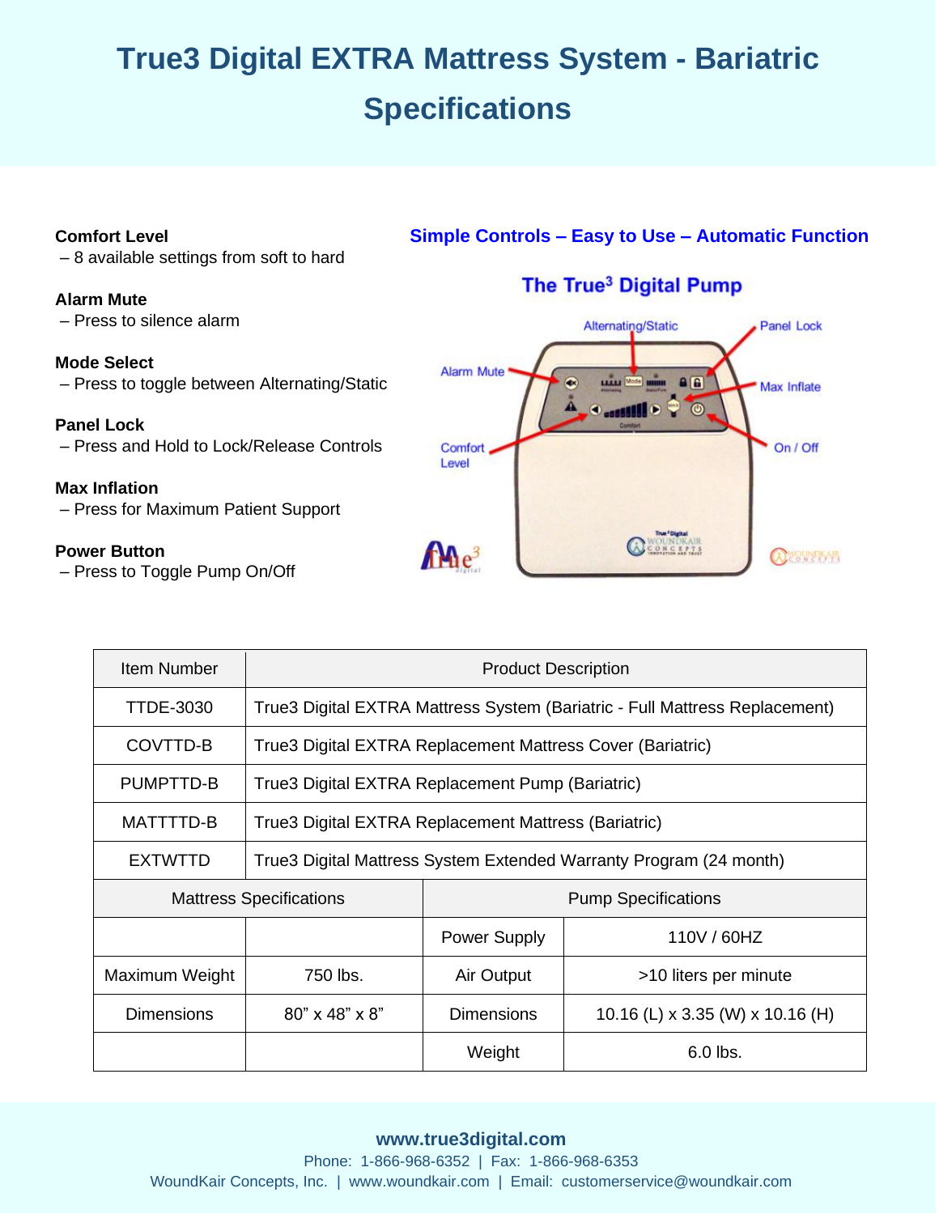# True3 Digital EXTRA Mattress System - Bariatric Specifications

**Comfort Level**
– 8 available settings from soft to hard

**Alarm Mute**
– Press to silence alarm

**Mode Select**
– Press to toggle between Alternating/Static

**Panel Lock**
– Press and Hold to Lock/Release Controls

**Max Inflation**
– Press for Maximum Patient Support

**Power Button**
– Press to Toggle Pump On/Off

**Simple Controls – Easy to Use – Automatic Function**

**The True³ Digital Pump**

Alternating/Static
Panel Lock
Alarm Mute
Max Inflate
Comfort Level
On / Off

| Item Number | Product Description | | |
|---|---|---|---|
| TTDE-3030 | True3 Digital EXTRA Mattress System (Bariatric - Full Mattress Replacement) | | |
| COVTTD-B | True3 Digital EXTRA Replacement Mattress Cover (Bariatric) | | |
| PUMPTTD-B | True3 Digital EXTRA Replacement Pump (Bariatric) | | |
| MATTTTD-B | True3 Digital EXTRA Replacement Mattress (Bariatric) | | |
| EXTWTTD | True3 Digital Mattress System Extended Warranty Program (24 month) | | |
| Mattress Specifications | | Pump Specifications | |
| | | Power Supply | 110V / 60HZ |
| Maximum Weight | 750 lbs. | Air Output | >10 liters per minute |
| Dimensions | 80” x 48” x 8” | Dimensions | 10.16 (L) x 3.35 (W) x 10.16 (H) |
| | | Weight | 6.0 lbs. |

**www.true3digital.com**
Phone: 1-866-968-6352 | Fax: 1-866-968-6353
WoundKair Concepts, Inc. | www.woundkair.com | Email: customerservice@woundkair.com